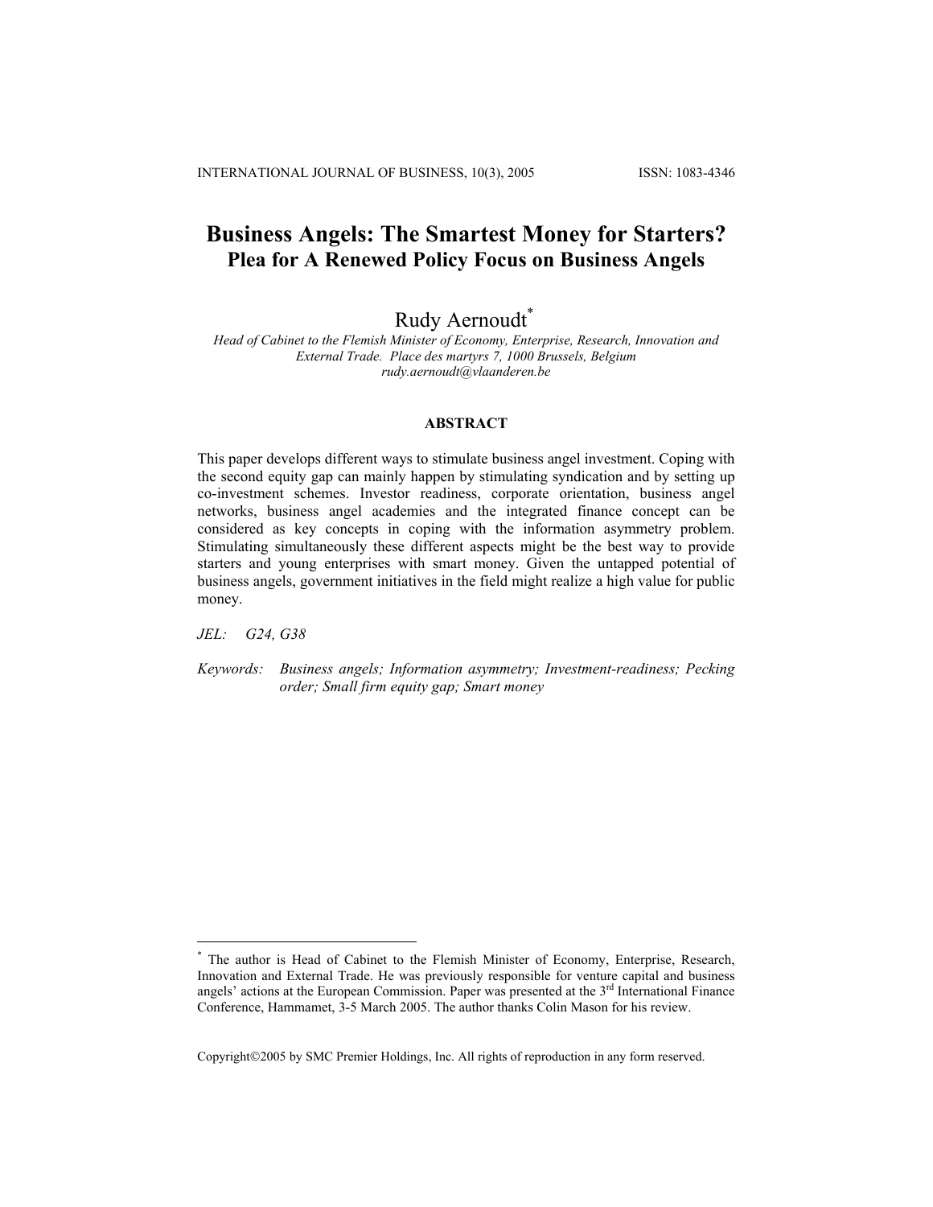# Business Angels: The Smartest Money for Starters?
## Plea for A Renewed Policy Focus on Business Angels

Rudy Aernoudt[*]

*Head of Cabinet to the Flemish Minister of Economy, Enterprise, Research, Innovation and External Trade. Place des martyrs 7, 1000 Brussels, Belgium*
*rudy.aernoudt@vlaanderen.be*

### ABSTRACT

This paper develops different ways to stimulate business angel investment. Coping with the second equity gap can mainly happen by stimulating syndication and by setting up co-investment schemes. Investor readiness, corporate orientation, business angel networks, business angel academies and the integrated finance concept can be considered as key concepts in coping with the information asymmetry problem. Stimulating simultaneously these different aspects might be the best way to provide starters and young enterprises with smart money. Given the untapped potential of business angels, government initiatives in the field might realize a high value for public money.

*JEL:* *G24, G38*

*Keywords:* *Business angels; Information asymmetry; Investment-readiness; Pecking order; Small firm equity gap; Smart money*

---

[*] The author is Head of Cabinet to the Flemish Minister of Economy, Enterprise, Research, Innovation and External Trade. He was previously responsible for venture capital and business angels' actions at the European Commission. Paper was presented at the 3rd International Finance Conference, Hammamet, 3-5 March 2005. The author thanks Colin Mason for his review.

Copyright©2005 by SMC Premier Holdings, Inc. All rights of reproduction in any form reserved.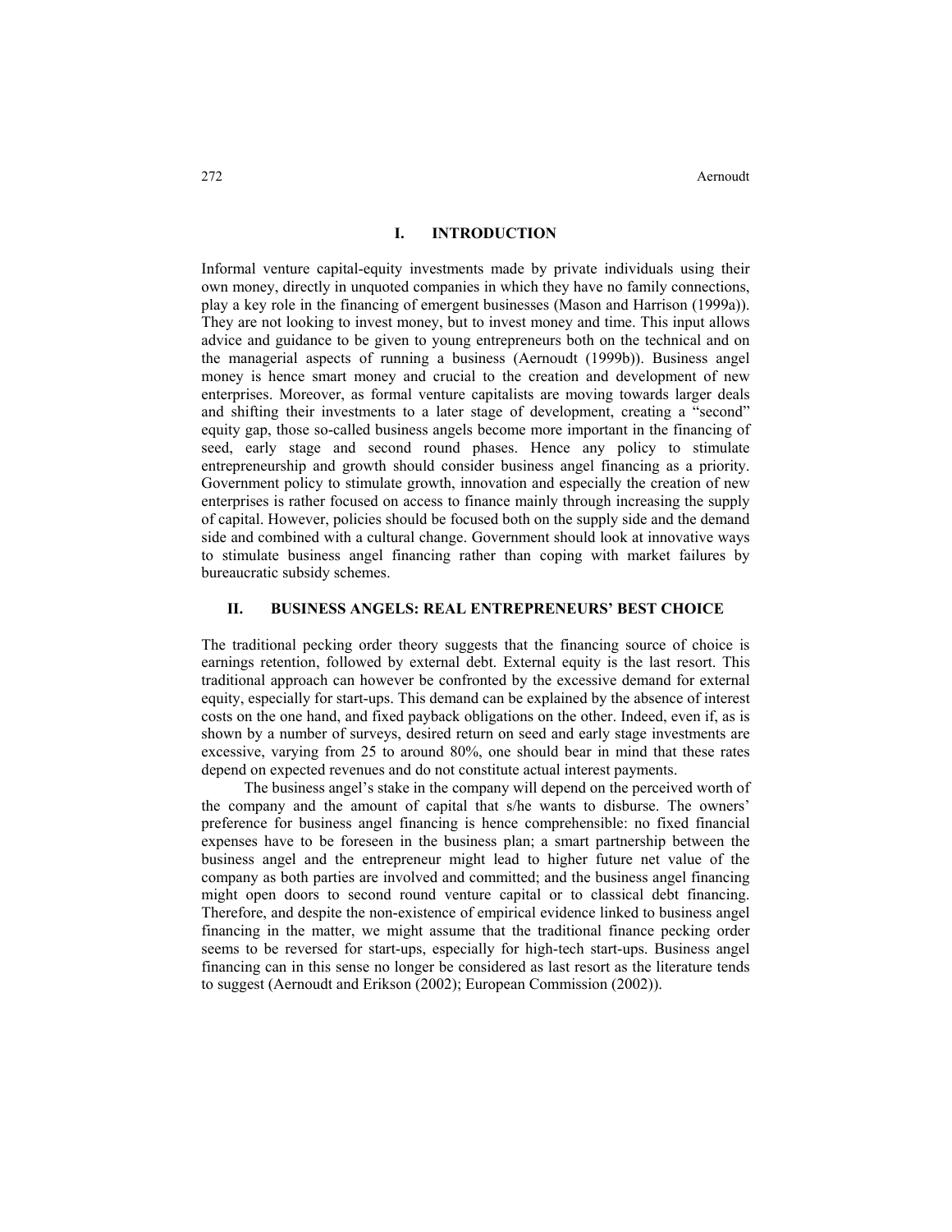## I. INTRODUCTION

Informal venture capital-equity investments made by private individuals using their own money, directly in unquoted companies in which they have no family connections, play a key role in the financing of emergent businesses (Mason and Harrison (1999a)). They are not looking to invest money, but to invest money and time. This input allows advice and guidance to be given to young entrepreneurs both on the technical and on the managerial aspects of running a business (Aernoudt (1999b)). Business angel money is hence smart money and crucial to the creation and development of new enterprises. Moreover, as formal venture capitalists are moving towards larger deals and shifting their investments to a later stage of development, creating a "second" equity gap, those so-called business angels become more important in the financing of seed, early stage and second round phases. Hence any policy to stimulate entrepreneurship and growth should consider business angel financing as a priority. Government policy to stimulate growth, innovation and especially the creation of new enterprises is rather focused on access to finance mainly through increasing the supply of capital. However, policies should be focused both on the supply side and the demand side and combined with a cultural change. Government should look at innovative ways to stimulate business angel financing rather than coping with market failures by bureaucratic subsidy schemes.

## II. BUSINESS ANGELS: REAL ENTREPRENEURS' BEST CHOICE

The traditional pecking order theory suggests that the financing source of choice is earnings retention, followed by external debt. External equity is the last resort. This traditional approach can however be confronted by the excessive demand for external equity, especially for start-ups. This demand can be explained by the absence of interest costs on the one hand, and fixed payback obligations on the other. Indeed, even if, as is shown by a number of surveys, desired return on seed and early stage investments are excessive, varying from 25 to around 80%, one should bear in mind that these rates depend on expected revenues and do not constitute actual interest payments.

The business angel's stake in the company will depend on the perceived worth of the company and the amount of capital that s/he wants to disburse. The owners' preference for business angel financing is hence comprehensible: no fixed financial expenses have to be foreseen in the business plan; a smart partnership between the business angel and the entrepreneur might lead to higher future net value of the company as both parties are involved and committed; and the business angel financing might open doors to second round venture capital or to classical debt financing. Therefore, and despite the non-existence of empirical evidence linked to business angel financing in the matter, we might assume that the traditional finance pecking order seems to be reversed for start-ups, especially for high-tech start-ups. Business angel financing can in this sense no longer be considered as last resort as the literature tends to suggest (Aernoudt and Erikson (2002); European Commission (2002)).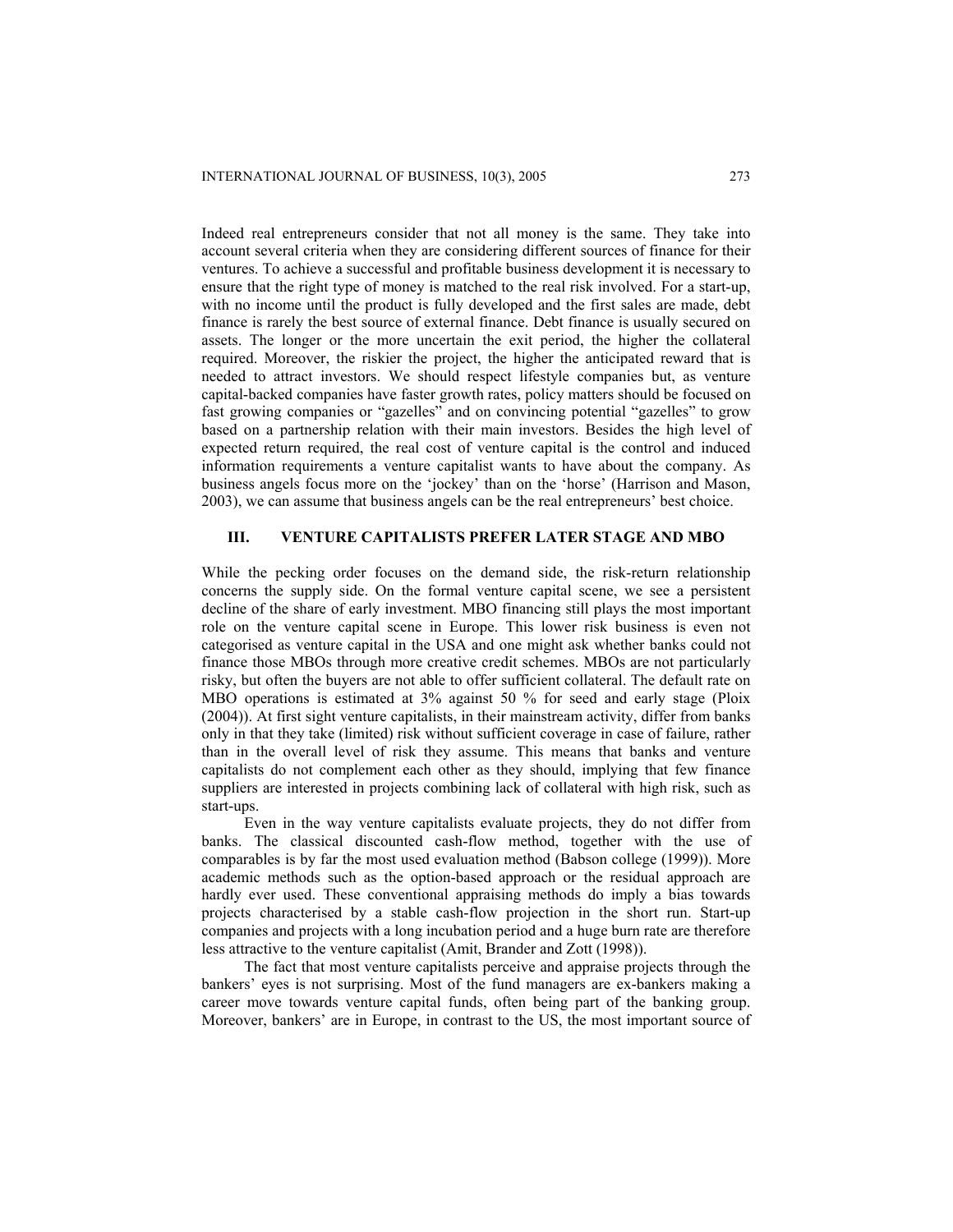Indeed real entrepreneurs consider that not all money is the same. They take into account several criteria when they are considering different sources of finance for their ventures. To achieve a successful and profitable business development it is necessary to ensure that the right type of money is matched to the real risk involved. For a start-up, with no income until the product is fully developed and the first sales are made, debt finance is rarely the best source of external finance. Debt finance is usually secured on assets. The longer or the more uncertain the exit period, the higher the collateral required. Moreover, the riskier the project, the higher the anticipated reward that is needed to attract investors. We should respect lifestyle companies but, as venture capital-backed companies have faster growth rates, policy matters should be focused on fast growing companies or "gazelles" and on convincing potential "gazelles" to grow based on a partnership relation with their main investors. Besides the high level of expected return required, the real cost of venture capital is the control and induced information requirements a venture capitalist wants to have about the company. As business angels focus more on the 'jockey' than on the 'horse' (Harrison and Mason, 2003), we can assume that business angels can be the real entrepreneurs' best choice.

## III. VENTURE CAPITALISTS PREFER LATER STAGE AND MBO

While the pecking order focuses on the demand side, the risk-return relationship concerns the supply side. On the formal venture capital scene, we see a persistent decline of the share of early investment. MBO financing still plays the most important role on the venture capital scene in Europe. This lower risk business is even not categorised as venture capital in the USA and one might ask whether banks could not finance those MBOs through more creative credit schemes. MBOs are not particularly risky, but often the buyers are not able to offer sufficient collateral. The default rate on MBO operations is estimated at 3% against 50 % for seed and early stage (Ploix (2004)). At first sight venture capitalists, in their mainstream activity, differ from banks only in that they take (limited) risk without sufficient coverage in case of failure, rather than in the overall level of risk they assume. This means that banks and venture capitalists do not complement each other as they should, implying that few finance suppliers are interested in projects combining lack of collateral with high risk, such as start-ups.

Even in the way venture capitalists evaluate projects, they do not differ from banks. The classical discounted cash-flow method, together with the use of comparables is by far the most used evaluation method (Babson college (1999)). More academic methods such as the option-based approach or the residual approach are hardly ever used. These conventional appraising methods do imply a bias towards projects characterised by a stable cash-flow projection in the short run. Start-up companies and projects with a long incubation period and a huge burn rate are therefore less attractive to the venture capitalist (Amit, Brander and Zott (1998)).

The fact that most venture capitalists perceive and appraise projects through the bankers' eyes is not surprising. Most of the fund managers are ex-bankers making a career move towards venture capital funds, often being part of the banking group. Moreover, bankers' are in Europe, in contrast to the US, the most important source of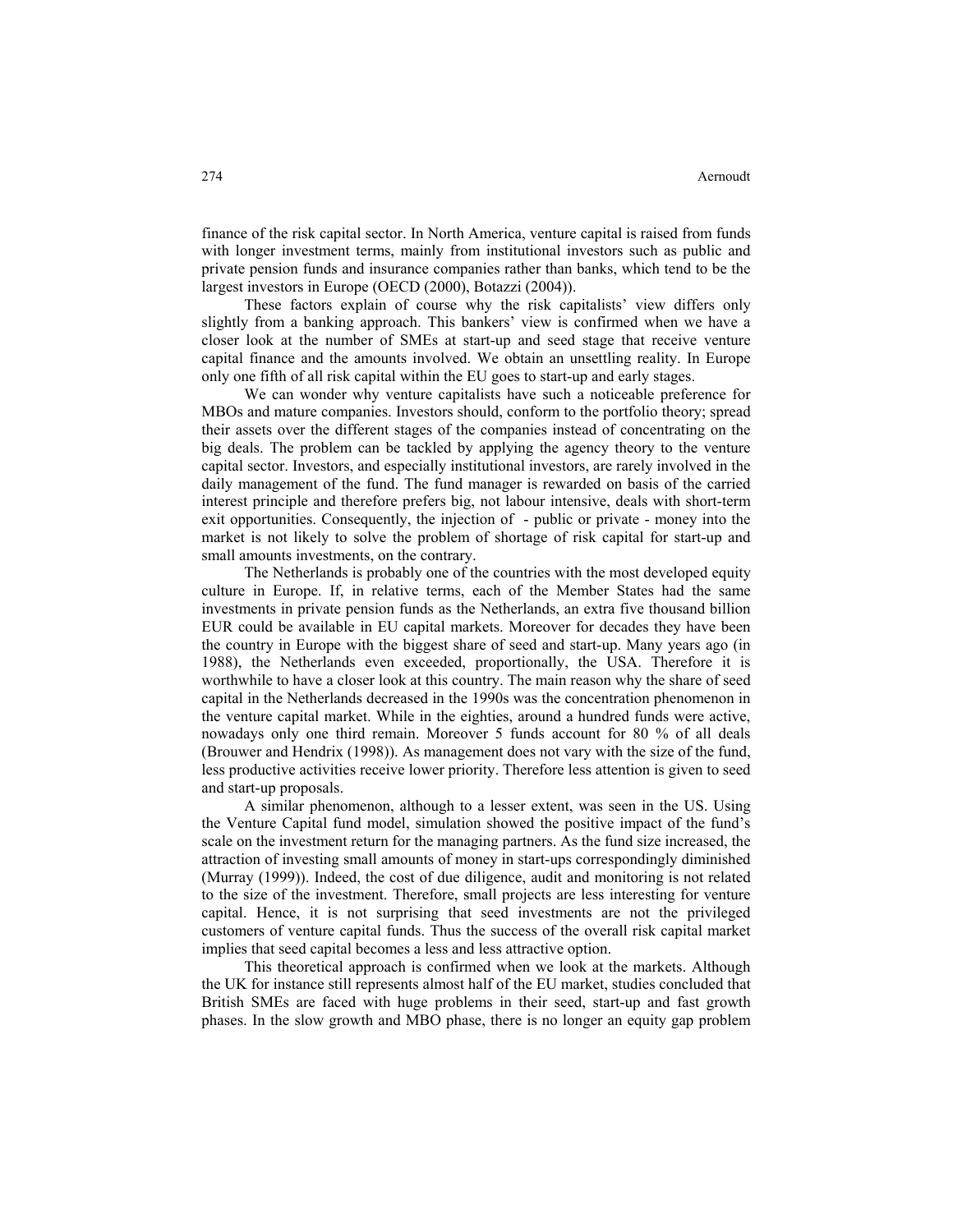finance of the risk capital sector. In North America, venture capital is raised from funds with longer investment terms, mainly from institutional investors such as public and private pension funds and insurance companies rather than banks, which tend to be the largest investors in Europe (OECD (2000), Botazzi (2004)).

These factors explain of course why the risk capitalists' view differs only slightly from a banking approach. This bankers' view is confirmed when we have a closer look at the number of SMEs at start-up and seed stage that receive venture capital finance and the amounts involved. We obtain an unsettling reality. In Europe only one fifth of all risk capital within the EU goes to start-up and early stages.

We can wonder why venture capitalists have such a noticeable preference for MBOs and mature companies. Investors should, conform to the portfolio theory; spread their assets over the different stages of the companies instead of concentrating on the big deals. The problem can be tackled by applying the agency theory to the venture capital sector. Investors, and especially institutional investors, are rarely involved in the daily management of the fund. The fund manager is rewarded on basis of the carried interest principle and therefore prefers big, not labour intensive, deals with short-term exit opportunities. Consequently, the injection of - public or private - money into the market is not likely to solve the problem of shortage of risk capital for start-up and small amounts investments, on the contrary.

The Netherlands is probably one of the countries with the most developed equity culture in Europe. If, in relative terms, each of the Member States had the same investments in private pension funds as the Netherlands, an extra five thousand billion EUR could be available in EU capital markets. Moreover for decades they have been the country in Europe with the biggest share of seed and start-up. Many years ago (in 1988), the Netherlands even exceeded, proportionally, the USA. Therefore it is worthwhile to have a closer look at this country. The main reason why the share of seed capital in the Netherlands decreased in the 1990s was the concentration phenomenon in the venture capital market. While in the eighties, around a hundred funds were active, nowadays only one third remain. Moreover 5 funds account for 80 % of all deals (Brouwer and Hendrix (1998)). As management does not vary with the size of the fund, less productive activities receive lower priority. Therefore less attention is given to seed and start-up proposals.

A similar phenomenon, although to a lesser extent, was seen in the US. Using the Venture Capital fund model, simulation showed the positive impact of the fund's scale on the investment return for the managing partners. As the fund size increased, the attraction of investing small amounts of money in start-ups correspondingly diminished (Murray (1999)). Indeed, the cost of due diligence, audit and monitoring is not related to the size of the investment. Therefore, small projects are less interesting for venture capital. Hence, it is not surprising that seed investments are not the privileged customers of venture capital funds. Thus the success of the overall risk capital market implies that seed capital becomes a less and less attractive option.

This theoretical approach is confirmed when we look at the markets. Although the UK for instance still represents almost half of the EU market, studies concluded that British SMEs are faced with huge problems in their seed, start-up and fast growth phases. In the slow growth and MBO phase, there is no longer an equity gap problem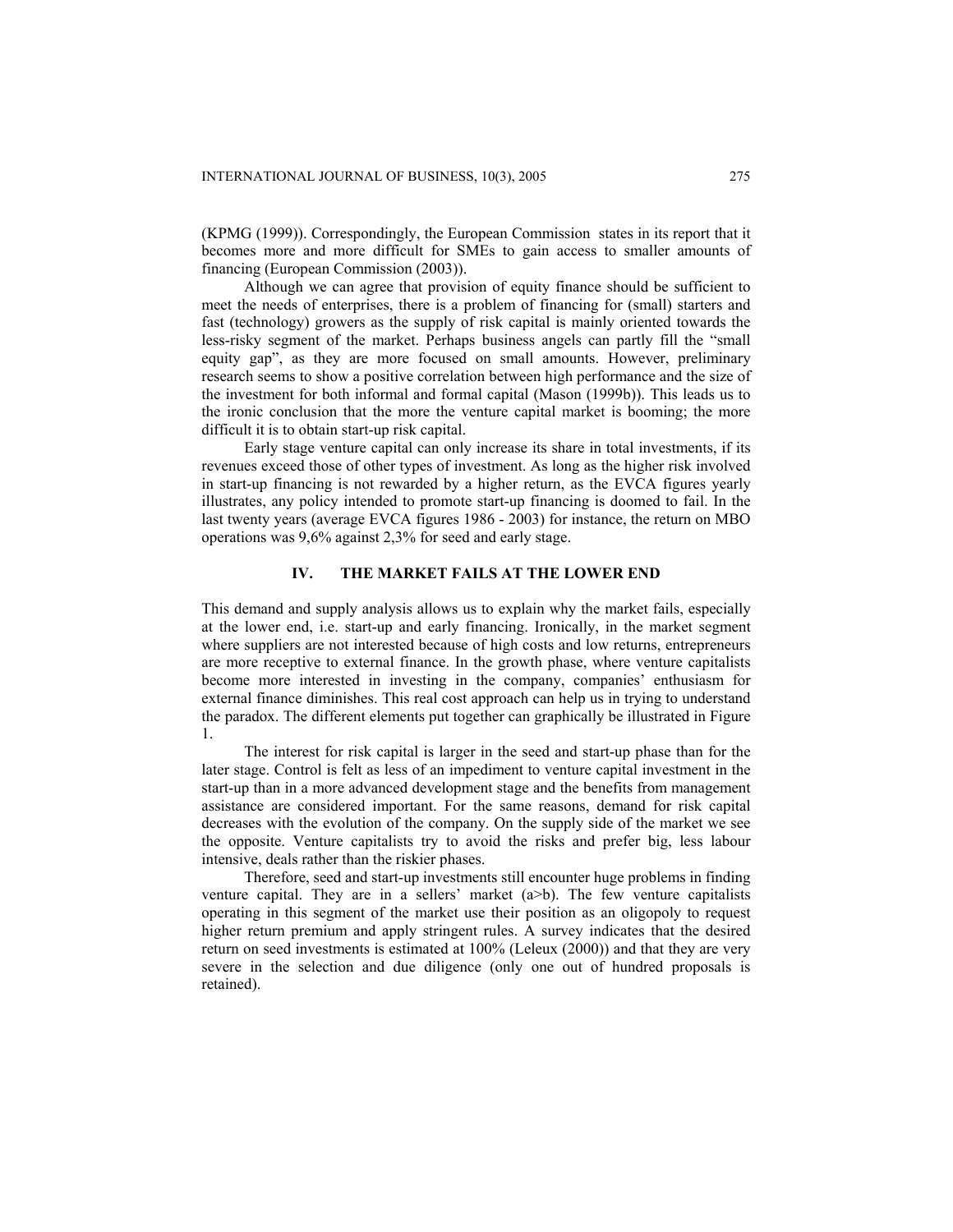(KPMG (1999)). Correspondingly, the European Commission states in its report that it becomes more and more difficult for SMEs to gain access to smaller amounts of financing (European Commission (2003)).

Although we can agree that provision of equity finance should be sufficient to meet the needs of enterprises, there is a problem of financing for (small) starters and fast (technology) growers as the supply of risk capital is mainly oriented towards the less-risky segment of the market. Perhaps business angels can partly fill the "small equity gap", as they are more focused on small amounts. However, preliminary research seems to show a positive correlation between high performance and the size of the investment for both informal and formal capital (Mason (1999b)). This leads us to the ironic conclusion that the more the venture capital market is booming; the more difficult it is to obtain start-up risk capital.

Early stage venture capital can only increase its share in total investments, if its revenues exceed those of other types of investment. As long as the higher risk involved in start-up financing is not rewarded by a higher return, as the EVCA figures yearly illustrates, any policy intended to promote start-up financing is doomed to fail. In the last twenty years (average EVCA figures 1986 - 2003) for instance, the return on MBO operations was 9,6% against 2,3% for seed and early stage.

## IV. THE MARKET FAILS AT THE LOWER END

This demand and supply analysis allows us to explain why the market fails, especially at the lower end, i.e. start-up and early financing. Ironically, in the market segment where suppliers are not interested because of high costs and low returns, entrepreneurs are more receptive to external finance. In the growth phase, where venture capitalists become more interested in investing in the company, companies' enthusiasm for external finance diminishes. This real cost approach can help us in trying to understand the paradox. The different elements put together can graphically be illustrated in Figure 1.

The interest for risk capital is larger in the seed and start-up phase than for the later stage. Control is felt as less of an impediment to venture capital investment in the start-up than in a more advanced development stage and the benefits from management assistance are considered important. For the same reasons, demand for risk capital decreases with the evolution of the company. On the supply side of the market we see the opposite. Venture capitalists try to avoid the risks and prefer big, less labour intensive, deals rather than the riskier phases.

Therefore, seed and start-up investments still encounter huge problems in finding venture capital. They are in a sellers' market (a>b). The few venture capitalists operating in this segment of the market use their position as an oligopoly to request higher return premium and apply stringent rules. A survey indicates that the desired return on seed investments is estimated at 100% (Leleux (2000)) and that they are very severe in the selection and due diligence (only one out of hundred proposals is retained).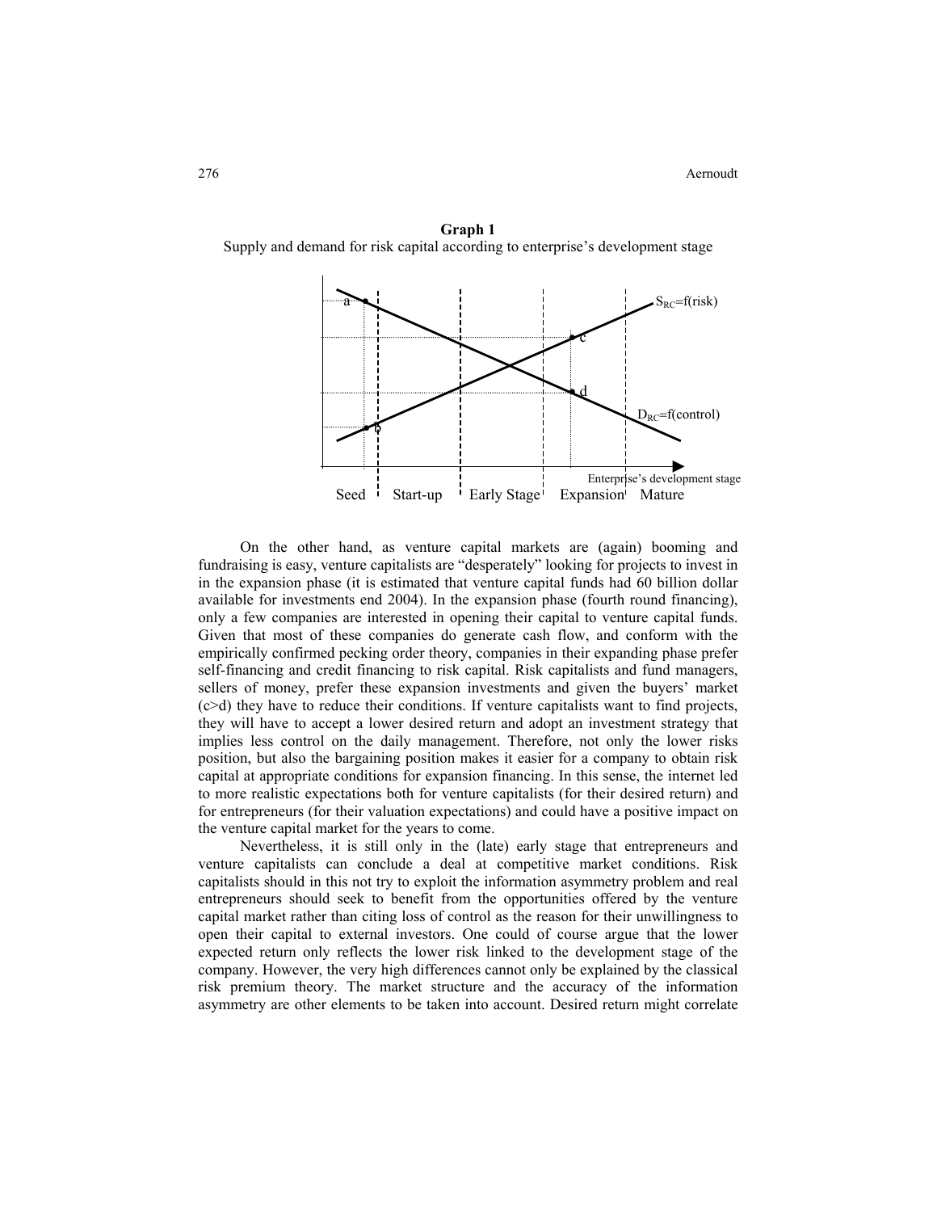**Graph 1**

Supply and demand for risk capital according to enterprise's development stage

On the other hand, as venture capital markets are (again) booming and fundraising is easy, venture capitalists are "desperately" looking for projects to invest in in the expansion phase (it is estimated that venture capital funds had 60 billion dollar available for investments end 2004). In the expansion phase (fourth round financing), only a few companies are interested in opening their capital to venture capital funds. Given that most of these companies do generate cash flow, and conform with the empirically confirmed pecking order theory, companies in their expanding phase prefer self-financing and credit financing to risk capital. Risk capitalists and fund managers, sellers of money, prefer these expansion investments and given the buyers' market (c>d) they have to reduce their conditions. If venture capitalists want to find projects, they will have to accept a lower desired return and adopt an investment strategy that implies less control on the daily management. Therefore, not only the lower risks position, but also the bargaining position makes it easier for a company to obtain risk capital at appropriate conditions for expansion financing. In this sense, the internet led to more realistic expectations both for venture capitalists (for their desired return) and for entrepreneurs (for their valuation expectations) and could have a positive impact on the venture capital market for the years to come.

Nevertheless, it is still only in the (late) early stage that entrepreneurs and venture capitalists can conclude a deal at competitive market conditions. Risk capitalists should in this not try to exploit the information asymmetry problem and real entrepreneurs should seek to benefit from the opportunities offered by the venture capital market rather than citing loss of control as the reason for their unwillingness to open their capital to external investors. One could of course argue that the lower expected return only reflects the lower risk linked to the development stage of the company. However, the very high differences cannot only be explained by the classical risk premium theory. The market structure and the accuracy of the information asymmetry are other elements to be taken into account. Desired return might correlate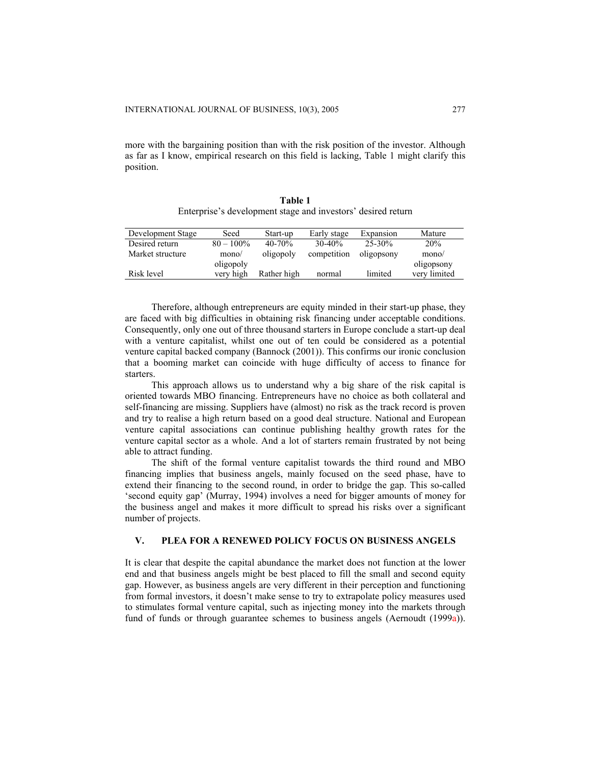more with the bargaining position than with the risk position of the investor. Although as far as I know, empirical research on this field is lacking, Table 1 might clarify this position.

**Table 1**
Enterprise's development stage and investors' desired return

| Development Stage | Seed | Start-up | Early stage | Expansion | Mature |
|---|---|---|---|---|---|
| Desired return | 80 – 100% | 40-70% | 30-40% | 25-30% | 20% |
| Market structure | mono/ oligopoly | oligopoly | competition | oligopsony | mono/ oligopsony |
| Risk level | very high | Rather high | normal | limited | very limited |

Therefore, although entrepreneurs are equity minded in their start-up phase, they are faced with big difficulties in obtaining risk financing under acceptable conditions. Consequently, only one out of three thousand starters in Europe conclude a start-up deal with a venture capitalist, whilst one out of ten could be considered as a potential venture capital backed company (Bannock (2001)). This confirms our ironic conclusion that a booming market can coincide with huge difficulty of access to finance for starters.

This approach allows us to understand why a big share of the risk capital is oriented towards MBO financing. Entrepreneurs have no choice as both collateral and self-financing are missing. Suppliers have (almost) no risk as the track record is proven and try to realise a high return based on a good deal structure. National and European venture capital associations can continue publishing healthy growth rates for the venture capital sector as a whole. And a lot of starters remain frustrated by not being able to attract funding.

The shift of the formal venture capitalist towards the third round and MBO financing implies that business angels, mainly focused on the seed phase, have to extend their financing to the second round, in order to bridge the gap. This so-called 'second equity gap' (Murray, 1994) involves a need for bigger amounts of money for the business angel and makes it more difficult to spread his risks over a significant number of projects.

## V. PLEA FOR A RENEWED POLICY FOCUS ON BUSINESS ANGELS

It is clear that despite the capital abundance the market does not function at the lower end and that business angels might be best placed to fill the small and second equity gap. However, as business angels are very different in their perception and functioning from formal investors, it doesn't make sense to try to extrapolate policy measures used to stimulates formal venture capital, such as injecting money into the markets through fund of funds or through guarantee schemes to business angels (Aernoudt (1999a)).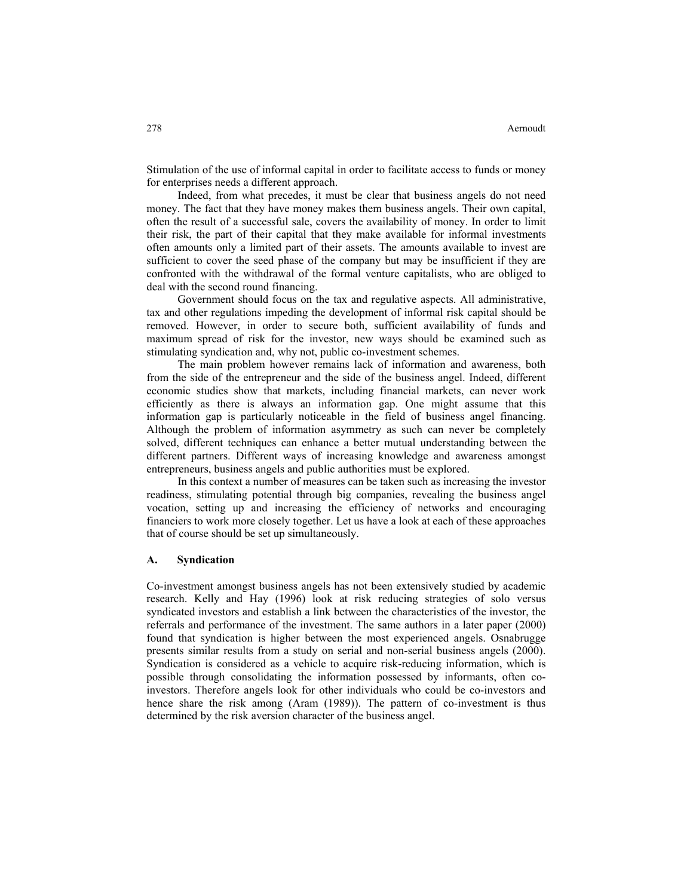Stimulation of the use of informal capital in order to facilitate access to funds or money for enterprises needs a different approach.

Indeed, from what precedes, it must be clear that business angels do not need money. The fact that they have money makes them business angels. Their own capital, often the result of a successful sale, covers the availability of money. In order to limit their risk, the part of their capital that they make available for informal investments often amounts only a limited part of their assets. The amounts available to invest are sufficient to cover the seed phase of the company but may be insufficient if they are confronted with the withdrawal of the formal venture capitalists, who are obliged to deal with the second round financing.

Government should focus on the tax and regulative aspects. All administrative, tax and other regulations impeding the development of informal risk capital should be removed. However, in order to secure both, sufficient availability of funds and maximum spread of risk for the investor, new ways should be examined such as stimulating syndication and, why not, public co-investment schemes.

The main problem however remains lack of information and awareness, both from the side of the entrepreneur and the side of the business angel. Indeed, different economic studies show that markets, including financial markets, can never work efficiently as there is always an information gap. One might assume that this information gap is particularly noticeable in the field of business angel financing. Although the problem of information asymmetry as such can never be completely solved, different techniques can enhance a better mutual understanding between the different partners. Different ways of increasing knowledge and awareness amongst entrepreneurs, business angels and public authorities must be explored.

In this context a number of measures can be taken such as increasing the investor readiness, stimulating potential through big companies, revealing the business angel vocation, setting up and increasing the efficiency of networks and encouraging financiers to work more closely together. Let us have a look at each of these approaches that of course should be set up simultaneously.

### A. Syndication

Co-investment amongst business angels has not been extensively studied by academic research. Kelly and Hay (1996) look at risk reducing strategies of solo versus syndicated investors and establish a link between the characteristics of the investor, the referrals and performance of the investment. The same authors in a later paper (2000) found that syndication is higher between the most experienced angels. Osnabrugge presents similar results from a study on serial and non-serial business angels (2000). Syndication is considered as a vehicle to acquire risk-reducing information, which is possible through consolidating the information possessed by informants, often co-investors. Therefore angels look for other individuals who could be co-investors and hence share the risk among (Aram (1989)). The pattern of co-investment is thus determined by the risk aversion character of the business angel.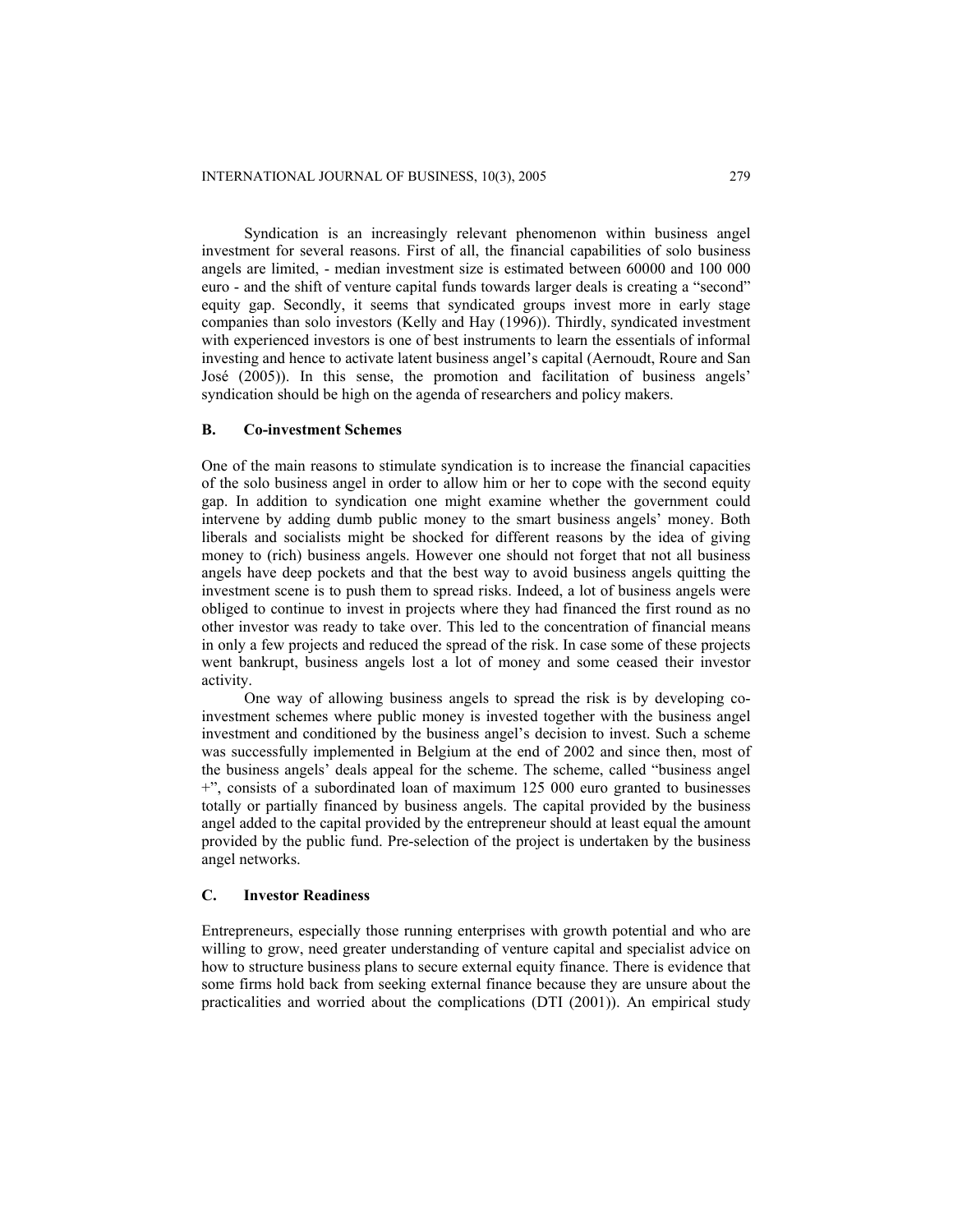Syndication is an increasingly relevant phenomenon within business angel investment for several reasons. First of all, the financial capabilities of solo business angels are limited, - median investment size is estimated between 60000 and 100 000 euro - and the shift of venture capital funds towards larger deals is creating a "second" equity gap. Secondly, it seems that syndicated groups invest more in early stage companies than solo investors (Kelly and Hay (1996)). Thirdly, syndicated investment with experienced investors is one of best instruments to learn the essentials of informal investing and hence to activate latent business angel's capital (Aernoudt, Roure and San José (2005)). In this sense, the promotion and facilitation of business angels' syndication should be high on the agenda of researchers and policy makers.

### B. Co-investment Schemes

One of the main reasons to stimulate syndication is to increase the financial capacities of the solo business angel in order to allow him or her to cope with the second equity gap. In addition to syndication one might examine whether the government could intervene by adding dumb public money to the smart business angels' money. Both liberals and socialists might be shocked for different reasons by the idea of giving money to (rich) business angels. However one should not forget that not all business angels have deep pockets and that the best way to avoid business angels quitting the investment scene is to push them to spread risks. Indeed, a lot of business angels were obliged to continue to invest in projects where they had financed the first round as no other investor was ready to take over. This led to the concentration of financial means in only a few projects and reduced the spread of the risk. In case some of these projects went bankrupt, business angels lost a lot of money and some ceased their investor activity.

One way of allowing business angels to spread the risk is by developing co-investment schemes where public money is invested together with the business angel investment and conditioned by the business angel's decision to invest. Such a scheme was successfully implemented in Belgium at the end of 2002 and since then, most of the business angels' deals appeal for the scheme. The scheme, called "business angel +", consists of a subordinated loan of maximum 125 000 euro granted to businesses totally or partially financed by business angels. The capital provided by the business angel added to the capital provided by the entrepreneur should at least equal the amount provided by the public fund. Pre-selection of the project is undertaken by the business angel networks.

### C. Investor Readiness

Entrepreneurs, especially those running enterprises with growth potential and who are willing to grow, need greater understanding of venture capital and specialist advice on how to structure business plans to secure external equity finance. There is evidence that some firms hold back from seeking external finance because they are unsure about the practicalities and worried about the complications (DTI (2001)). An empirical study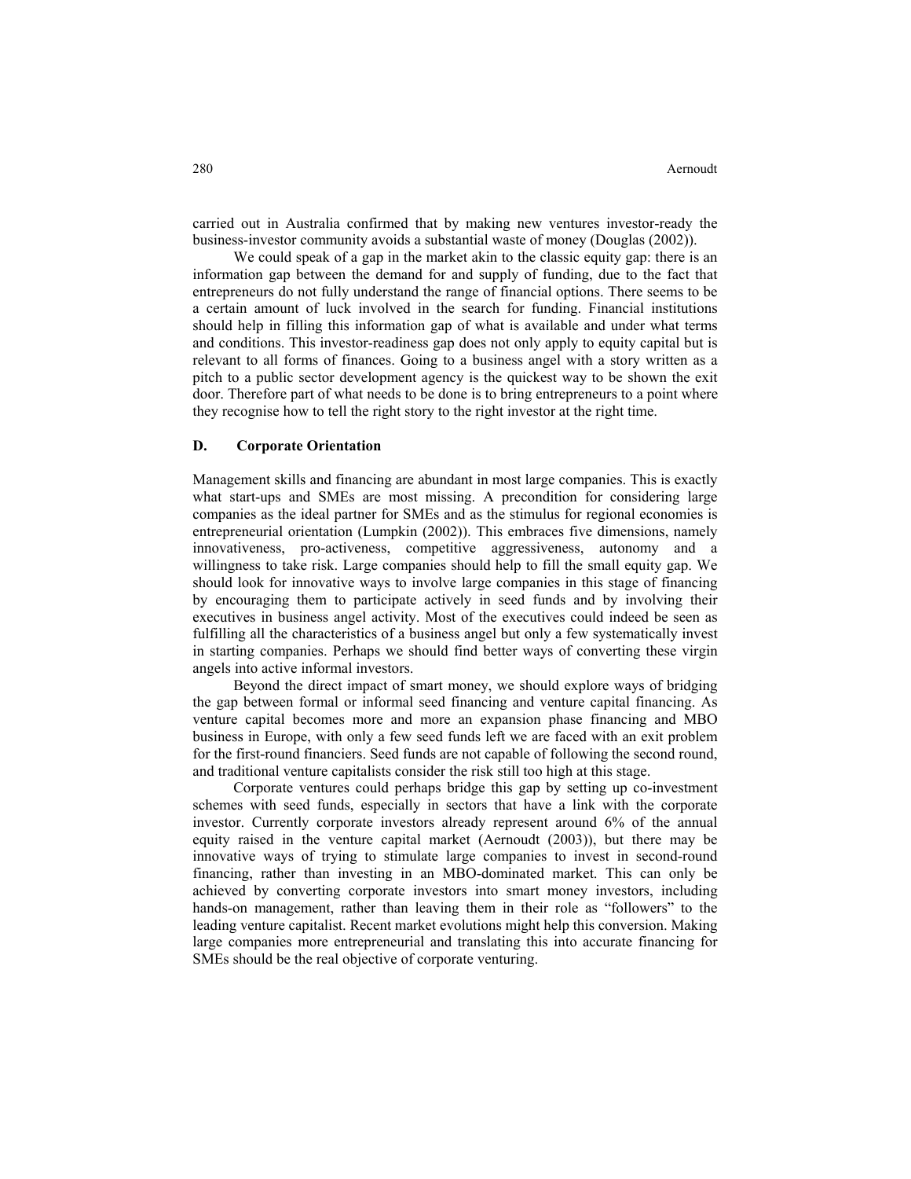carried out in Australia confirmed that by making new ventures investor-ready the business-investor community avoids a substantial waste of money (Douglas (2002)).

We could speak of a gap in the market akin to the classic equity gap: there is an information gap between the demand for and supply of funding, due to the fact that entrepreneurs do not fully understand the range of financial options. There seems to be a certain amount of luck involved in the search for funding. Financial institutions should help in filling this information gap of what is available and under what terms and conditions. This investor-readiness gap does not only apply to equity capital but is relevant to all forms of finances. Going to a business angel with a story written as a pitch to a public sector development agency is the quickest way to be shown the exit door. Therefore part of what needs to be done is to bring entrepreneurs to a point where they recognise how to tell the right story to the right investor at the right time.

## D. Corporate Orientation

Management skills and financing are abundant in most large companies. This is exactly what start-ups and SMEs are most missing. A precondition for considering large companies as the ideal partner for SMEs and as the stimulus for regional economies is entrepreneurial orientation (Lumpkin (2002)). This embraces five dimensions, namely innovativeness, pro-activeness, competitive aggressiveness, autonomy and a willingness to take risk. Large companies should help to fill the small equity gap. We should look for innovative ways to involve large companies in this stage of financing by encouraging them to participate actively in seed funds and by involving their executives in business angel activity. Most of the executives could indeed be seen as fulfilling all the characteristics of a business angel but only a few systematically invest in starting companies. Perhaps we should find better ways of converting these virgin angels into active informal investors.

Beyond the direct impact of smart money, we should explore ways of bridging the gap between formal or informal seed financing and venture capital financing. As venture capital becomes more and more an expansion phase financing and MBO business in Europe, with only a few seed funds left we are faced with an exit problem for the first-round financiers. Seed funds are not capable of following the second round, and traditional venture capitalists consider the risk still too high at this stage.

Corporate ventures could perhaps bridge this gap by setting up co-investment schemes with seed funds, especially in sectors that have a link with the corporate investor. Currently corporate investors already represent around 6% of the annual equity raised in the venture capital market (Aernoudt (2003)), but there may be innovative ways of trying to stimulate large companies to invest in second-round financing, rather than investing in an MBO-dominated market. This can only be achieved by converting corporate investors into smart money investors, including hands-on management, rather than leaving them in their role as "followers" to the leading venture capitalist. Recent market evolutions might help this conversion. Making large companies more entrepreneurial and translating this into accurate financing for SMEs should be the real objective of corporate venturing.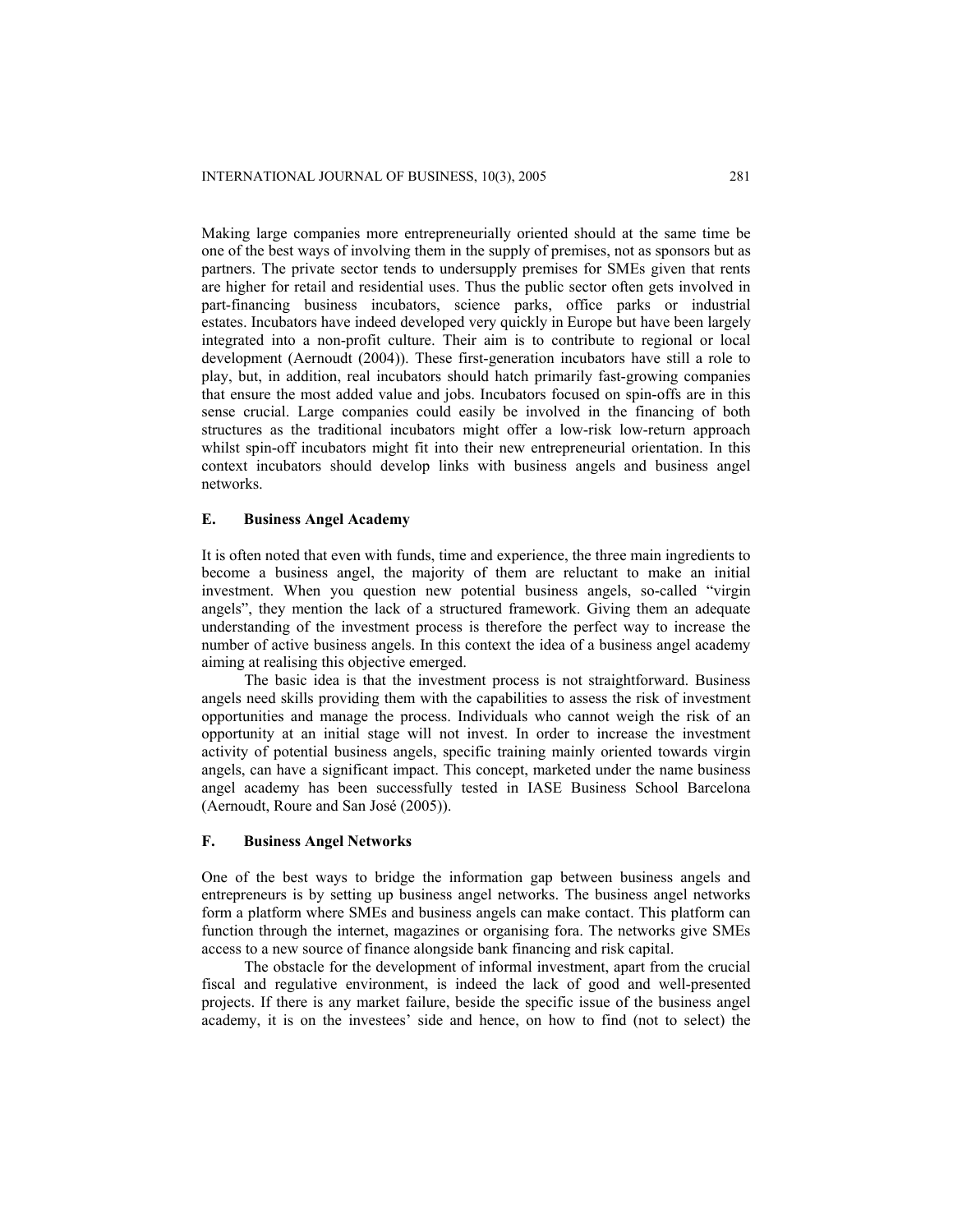Making large companies more entrepreneurially oriented should at the same time be one of the best ways of involving them in the supply of premises, not as sponsors but as partners. The private sector tends to undersupply premises for SMEs given that rents are higher for retail and residential uses. Thus the public sector often gets involved in part-financing business incubators, science parks, office parks or industrial estates. Incubators have indeed developed very quickly in Europe but have been largely integrated into a non-profit culture. Their aim is to contribute to regional or local development (Aernoudt (2004)). These first-generation incubators have still a role to play, but, in addition, real incubators should hatch primarily fast-growing companies that ensure the most added value and jobs. Incubators focused on spin-offs are in this sense crucial. Large companies could easily be involved in the financing of both structures as the traditional incubators might offer a low-risk low-return approach whilst spin-off incubators might fit into their new entrepreneurial orientation. In this context incubators should develop links with business angels and business angel networks.

### E. Business Angel Academy

It is often noted that even with funds, time and experience, the three main ingredients to become a business angel, the majority of them are reluctant to make an initial investment. When you question new potential business angels, so-called "virgin angels", they mention the lack of a structured framework. Giving them an adequate understanding of the investment process is therefore the perfect way to increase the number of active business angels. In this context the idea of a business angel academy aiming at realising this objective emerged.

The basic idea is that the investment process is not straightforward. Business angels need skills providing them with the capabilities to assess the risk of investment opportunities and manage the process. Individuals who cannot weigh the risk of an opportunity at an initial stage will not invest. In order to increase the investment activity of potential business angels, specific training mainly oriented towards virgin angels, can have a significant impact. This concept, marketed under the name business angel academy has been successfully tested in IASE Business School Barcelona (Aernoudt, Roure and San José (2005)).

### F. Business Angel Networks

One of the best ways to bridge the information gap between business angels and entrepreneurs is by setting up business angel networks. The business angel networks form a platform where SMEs and business angels can make contact. This platform can function through the internet, magazines or organising fora. The networks give SMEs access to a new source of finance alongside bank financing and risk capital.

The obstacle for the development of informal investment, apart from the crucial fiscal and regulative environment, is indeed the lack of good and well-presented projects. If there is any market failure, beside the specific issue of the business angel academy, it is on the investees' side and hence, on how to find (not to select) the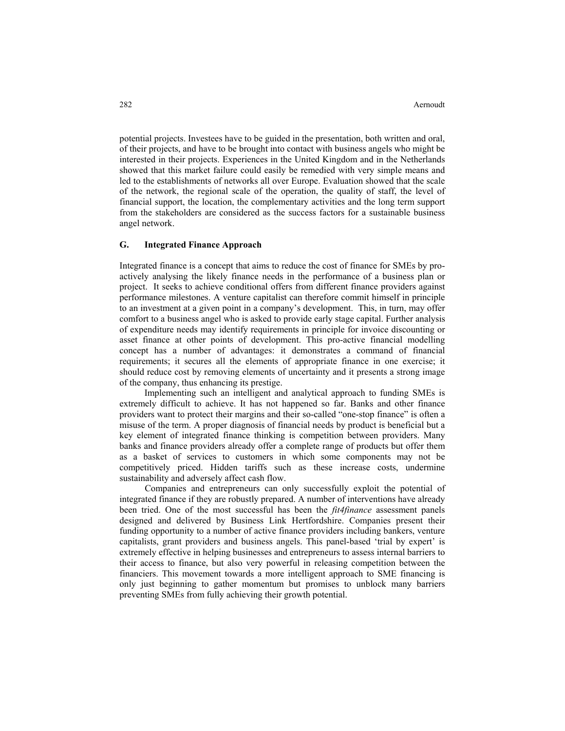potential projects. Investees have to be guided in the presentation, both written and oral, of their projects, and have to be brought into contact with business angels who might be interested in their projects. Experiences in the United Kingdom and in the Netherlands showed that this market failure could easily be remedied with very simple means and led to the establishments of networks all over Europe. Evaluation showed that the scale of the network, the regional scale of the operation, the quality of staff, the level of financial support, the location, the complementary activities and the long term support from the stakeholders are considered as the success factors for a sustainable business angel network.

### G. Integrated Finance Approach

Integrated finance is a concept that aims to reduce the cost of finance for SMEs by pro-actively analysing the likely finance needs in the performance of a business plan or project. It seeks to achieve conditional offers from different finance providers against performance milestones. A venture capitalist can therefore commit himself in principle to an investment at a given point in a company's development. This, in turn, may offer comfort to a business angel who is asked to provide early stage capital. Further analysis of expenditure needs may identify requirements in principle for invoice discounting or asset finance at other points of development. This pro-active financial modelling concept has a number of advantages: it demonstrates a command of financial requirements; it secures all the elements of appropriate finance in one exercise; it should reduce cost by removing elements of uncertainty and it presents a strong image of the company, thus enhancing its prestige.

Implementing such an intelligent and analytical approach to funding SMEs is extremely difficult to achieve. It has not happened so far. Banks and other finance providers want to protect their margins and their so-called "one-stop finance" is often a misuse of the term. A proper diagnosis of financial needs by product is beneficial but a key element of integrated finance thinking is competition between providers. Many banks and finance providers already offer a complete range of products but offer them as a basket of services to customers in which some components may not be competitively priced. Hidden tariffs such as these increase costs, undermine sustainability and adversely affect cash flow.

Companies and entrepreneurs can only successfully exploit the potential of integrated finance if they are robustly prepared. A number of interventions have already been tried. One of the most successful has been the *fit4finance* assessment panels designed and delivered by Business Link Hertfordshire. Companies present their funding opportunity to a number of active finance providers including bankers, venture capitalists, grant providers and business angels. This panel-based 'trial by expert' is extremely effective in helping businesses and entrepreneurs to assess internal barriers to their access to finance, but also very powerful in releasing competition between the financiers. This movement towards a more intelligent approach to SME financing is only just beginning to gather momentum but promises to unblock many barriers preventing SMEs from fully achieving their growth potential.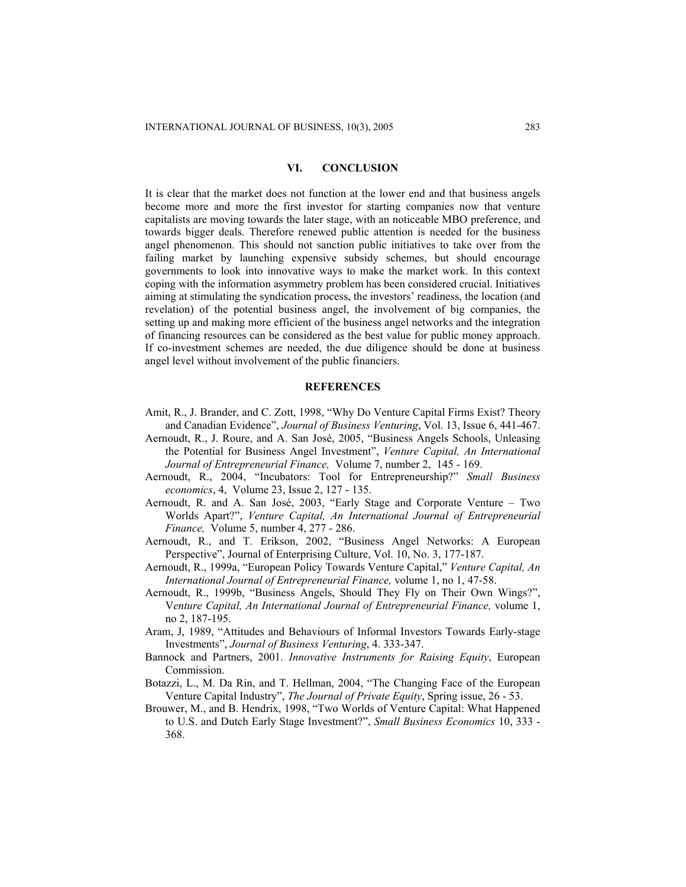## VI. CONCLUSION

It is clear that the market does not function at the lower end and that business angels become more and more the first investor for starting companies now that venture capitalists are moving towards the later stage, with an noticeable MBO preference, and towards bigger deals. Therefore renewed public attention is needed for the business angel phenomenon. This should not sanction public initiatives to take over from the failing market by launching expensive subsidy schemes, but should encourage governments to look into innovative ways to make the market work. In this context coping with the information asymmetry problem has been considered crucial. Initiatives aiming at stimulating the syndication process, the investors' readiness, the location (and revelation) of the potential business angel, the involvement of big companies, the setting up and making more efficient of the business angel networks and the integration of financing resources can be considered as the best value for public money approach. If co-investment schemes are needed, the due diligence should be done at business angel level without involvement of the public financiers.

## REFERENCES

Amit, R., J. Brander, and C. Zott, 1998, "Why Do Venture Capital Firms Exist? Theory and Canadian Evidence", *Journal of Business Venturing*, Vol. 13, Issue 6, 441-467.

Aernoudt, R., J. Roure, and A. San José, 2005, "Business Angels Schools, Unleasing the Potential for Business Angel Investment", *Venture Capital, An International Journal of Entrepreneurial Finance,* Volume 7, number 2, 145 - 169.

Aernoudt, R., 2004, "Incubators: Tool for Entrepreneurship?" *Small Business economics*, 4, Volume 23, Issue 2, 127 - 135.

Aernoudt, R. and A. San José, 2003, "Early Stage and Corporate Venture – Two Worlds Apart?", *Venture Capital, An International Journal of Entrepreneurial Finance,* Volume 5, number 4, 277 - 286.

Aernoudt, R., and T. Erikson, 2002, "Business Angel Networks: A European Perspective", Journal of Enterprising Culture, Vol. 10, No. 3, 177-187.

Aernoudt, R., 1999a, "European Policy Towards Venture Capital," *Venture Capital, An International Journal of Entrepreneurial Finance,* volume 1, no 1, 47-58.

Aernoudt, R., 1999b, "Business Angels, Should They Fly on Their Own Wings?", V*enture Capital, An International Journal of Entrepreneurial Finance,* volume 1, no 2, 187-195.

Aram, J, 1989, "Attitudes and Behaviours of Informal Investors Towards Early-stage Investments", *Journal of Business Venturing*, 4. 333-347.

Bannock and Partners, 2001. *Innovative Instruments for Raising Equity*, European Commission.

Botazzi, L., M. Da Rin, and T. Hellman, 2004, "The Changing Face of the European Venture Capital Industry", *The Journal of Private Equity*, Spring issue, 26 - 53.

Brouwer, M., and B. Hendrix, 1998, "Two Worlds of Venture Capital: What Happened to U.S. and Dutch Early Stage Investment?", *Small Business Economics* 10, 333 - 368.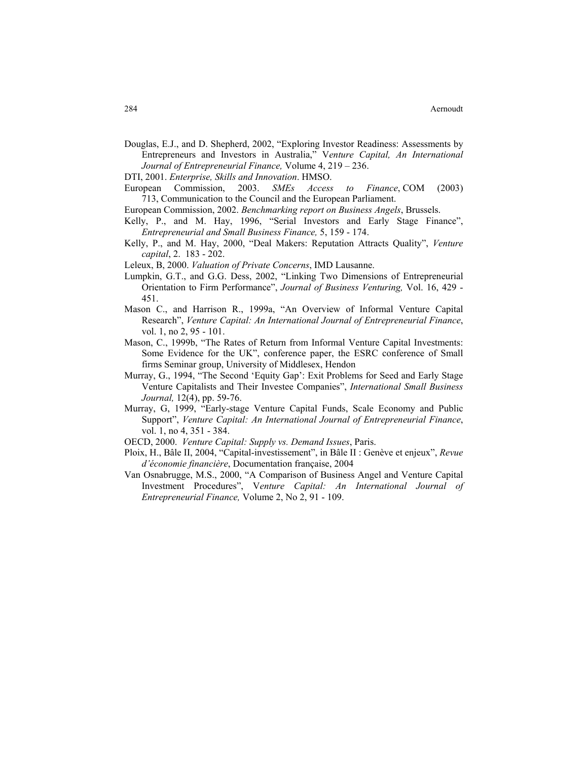Douglas, E.J., and D. Shepherd, 2002, "Exploring Investor Readiness: Assessments by Entrepreneurs and Investors in Australia," V*enture Capital, An International Journal of Entrepreneurial Finance,* Volume 4, 219 – 236.

DTI, 2001. *Enterprise, Skills and Innovation*. HMSO.

European Commission, 2003. *SMEs Access to Finance*, COM (2003) 713, Communication to the Council and the European Parliament.

European Commission, 2002. *Benchmarking report on Business Angels*, Brussels.

Kelly, P., and M. Hay, 1996, "Serial Investors and Early Stage Finance", *Entrepreneurial and Small Business Finance,* 5, 159 - 174.

Kelly, P., and M. Hay, 2000, "Deal Makers: Reputation Attracts Quality", *Venture capital*, 2. 183 - 202.

Leleux, B, 2000. *Valuation of Private Concerns*, IMD Lausanne.

Lumpkin, G.T., and G.G. Dess, 2002, "Linking Two Dimensions of Entrepreneurial Orientation to Firm Performance", *Journal of Business Venturing,* Vol. 16, 429 - 451.

Mason C., and Harrison R., 1999a, "An Overview of Informal Venture Capital Research", *Venture Capital: An International Journal of Entrepreneurial Finance*, vol. 1, no 2, 95 - 101.

Mason, C., 1999b, "The Rates of Return from Informal Venture Capital Investments: Some Evidence for the UK", conference paper, the ESRC conference of Small firms Seminar group, University of Middlesex, Hendon

Murray, G., 1994, "The Second 'Equity Gap': Exit Problems for Seed and Early Stage Venture Capitalists and Their Investee Companies", *International Small Business Journal,* 12(4), pp. 59-76.

Murray, G, 1999, "Early-stage Venture Capital Funds, Scale Economy and Public Support", *Venture Capital: An International Journal of Entrepreneurial Finance*, vol. 1, no 4, 351 - 384.

OECD, 2000. *Venture Capital: Supply vs. Demand Issues*, Paris.

Ploix, H., Bâle II, 2004, "Capital-investissement", in Bâle II : Genève et enjeux", *Revue d'économie financière*, Documentation française, 2004

Van Osnabrugge, M.S., 2000, "A Comparison of Business Angel and Venture Capital Investment Procedures", V*enture Capital: An International Journal of Entrepreneurial Finance,* Volume 2, No 2, 91 - 109.